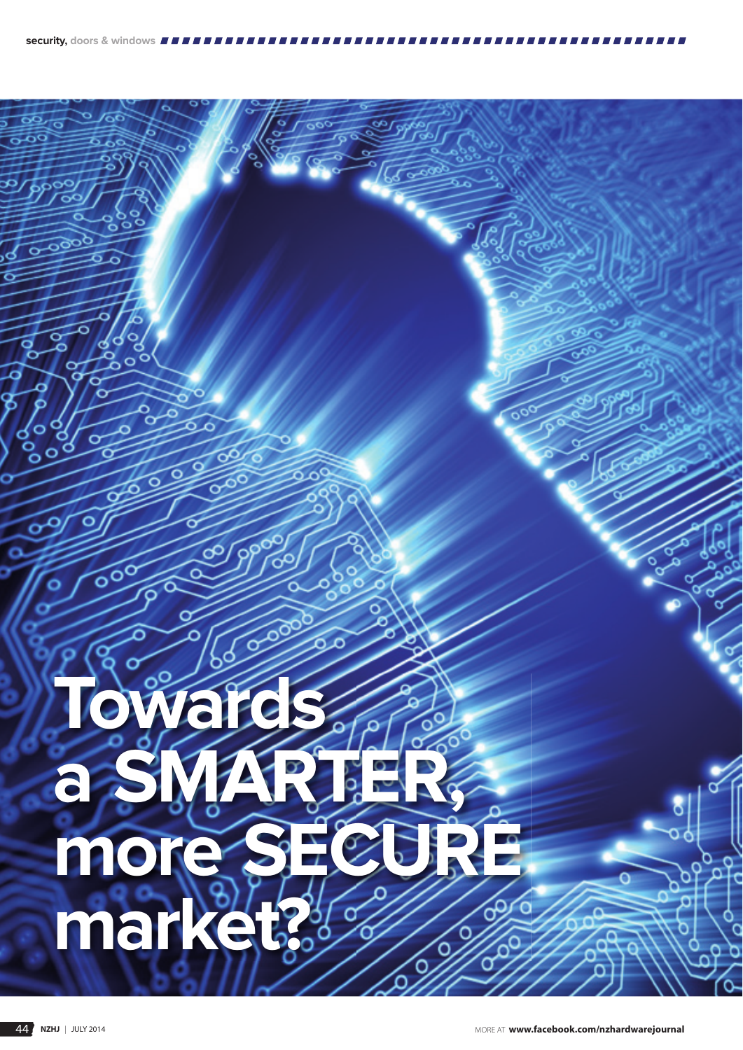# Towards a SMARTER, more SECURE market?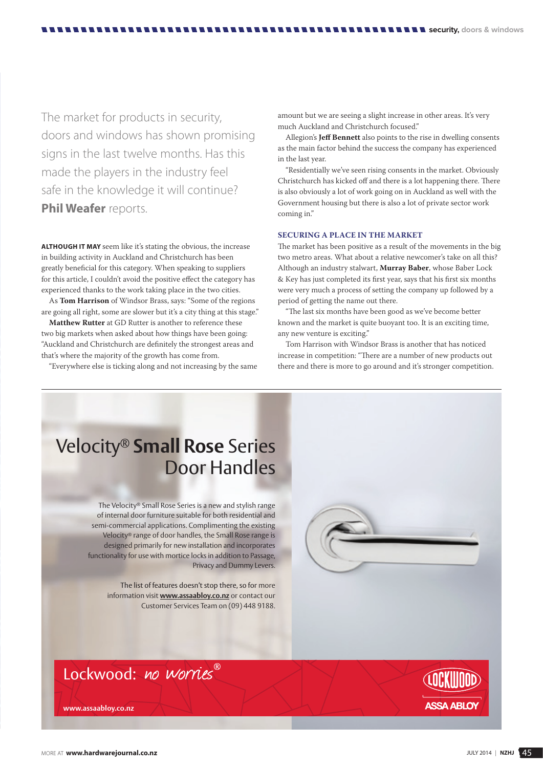The market for products in security, doors and windows has shown promising signs in the last twelve months. Has this made the players in the industry feel safe in the knowledge it will continue? **Phil Weafer** reports.

**ALTHOUGH IT MAY** seem like it's stating the obvious, the increase in building activity in Auckland and Christchurch has been greatly beneficial for this category. When speaking to suppliers for this article, I couldn't avoid the positive effect the category has experienced thanks to the work taking place in the two cities.

As **Tom Harrison** of Windsor Brass, says: "Some of the regions are going all right, some are slower but it's a city thing at this stage."

**Matthew Rutter** at GD Rutter is another to reference these two big markets when asked about how things have been going: "Auckland and Christchurch are definitely the strongest areas and that's where the majority of the growth has come from.

"Everywhere else is ticking along and not increasing by the same amount but we are seeing a slight increase in other areas. It's very much Auckland and Christchurch focused."

Allegion's **Jeff Bennett** also points to the rise in dwelling consents as the main factor behind the success the company has experienced in the last year.

"Residentially we've seen rising consents in the market. Obviously Christchurch has kicked off and there is a lot happening there. There is also obviously a lot of work going on in Auckland as well with the Government housing but there is also a lot of private sector work coming in."

## SECURING A PLACE IN THE MARKET

The market has been positive as a result of the movements in the big two metro areas. What about a relative newcomer's take on all this? Although an industry stalwart, **Murray Baber**, whose Baber Lock & Key has just completed its first year, says that his first six months were very much a process of setting the company up followed by a period of getting the name out there.

"The last six months have been good as we've become better known and the market is quite buoyant too. It is an exciting time, any new venture is exciting."

Tom Harrison with Windsor Brass is another that has noticed increase in competition: "There are a number of new products out there and there is more to go around and it's stronger competition.

---

# Velocity® Small Rose Series Door Handles

The Velocity® Small Rose Series is a new and stylish range of internal door furniture suitable for both residential and semi-commercial applications. Complimenting the existing Velocity® range of door handles, the Small Rose range is designed primarily for new installation and incorporates functionality for use with mortice locks in addition to Passage, Privacy and Dummy Levers.

The list of features doesn't stop there, so for more information visit **www.assaabloy.co.nz** or contact our Customer Services Team on (09) 448 9188.

Lockwood: *no worries*®

www.assaabloy.co.nz

LOCKWOOD ASSA ABLOY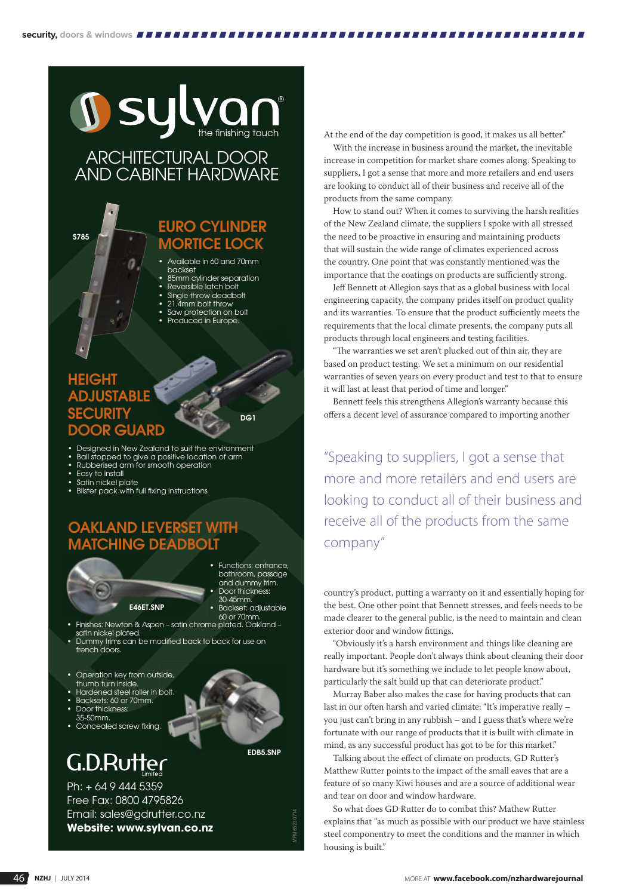# sylvan

the finishing touch

## ARCHITECTURAL DOOR AND CABINET HARDWARE

S785

### EURO CYLINDER MORTICE LOCK

- Available in 60 and 70mm backset
- 85mm cylinder separation
- Reversible latch bolt
- Single throw deadbolt
- 21.4mm bolt throw
- Saw protection on bolt
- Produced in Europe.

### HEIGHT ADJUSTABLE SECURITY DOOR GUARD

DG1

- Designed in New Zealand to suit the environment
- Ball stopped to give a positive location of arm
- Rubberised arm for smooth operation
- Easy to install
- Satin nickel plate
- Blister pack with full fixing instructions

### OAKLAND LEVERSET WITH MATCHING DEADBOLT

E46ET.SNP

- Functions: entrance, bathroom, passage and dummy trim.
- Door thickness: 30-45mm.
- Backset: adjustable 60 or 70mm.
- Finishes: Newton & Aspen – satin chrome plated. Oakland – satin nickel plated.
- Dummy trims can be modified back to back for use on french doors.

EDB5.SNP

- Operation key from outside, thumb turn inside.
- Hardened steel roller in bolt.
- Backsets: 60 or 70mm.
- Door thickness: 35-50mm.
- Concealed screw fixing.

G.D.Rutter Limited

Ph: + 64 9 444 5359
Free Fax: 0800 4795826
Email: sales@gdrutter.co.nz
**Website: www.sylvan.co.nz**

MPM 8523 0714

---

At the end of the day competition is good, it makes us all better."

With the increase in business around the market, the inevitable increase in competition for market share comes along. Speaking to suppliers, I got a sense that more and more retailers and end users are looking to conduct all of their business and receive all of the products from the same company.

How to stand out? When it comes to surviving the harsh realities of the New Zealand climate, the suppliers I spoke with all stressed the need to be proactive in ensuring and maintaining products that will sustain the wide range of climates experienced across the country. One point that was constantly mentioned was the importance that the coatings on products are sufficiently strong.

Jeff Bennett at Allegion says that as a global business with local engineering capacity, the company prides itself on product quality and its warranties. To ensure that the product sufficiently meets the requirements that the local climate presents, the company puts all products through local engineers and testing facilities.

"The warranties we set aren't plucked out of thin air, they are based on product testing. We set a minimum on our residential warranties of seven years on every product and test to that to ensure it will last at least that period of time and longer."

Bennett feels this strengthens Allegion's warranty because this offers a decent level of assurance compared to importing another country's product, putting a warranty on it and essentially hoping for the best. One other point that Bennett stresses, and feels needs to be made clearer to the general public, is the need to maintain and clean exterior door and window fittings.

> "Speaking to suppliers, I got a sense that more and more retailers and end users are looking to conduct all of their business and receive all of the products from the same company"

"Obviously it's a harsh environment and things like cleaning are really important. People don't always think about cleaning their door hardware but it's something we include to let people know about, particularly the salt build up that can deteriorate product."

Murray Baber also makes the case for having products that can last in our often harsh and varied climate: "It's imperative really – you just can't bring in any rubbish – and I guess that's where we're fortunate with our range of products that it is built with climate in mind, as any successful product has got to be for this market."

Talking about the effect of climate on products, GD Rutter's Matthew Rutter points to the impact of the small eaves that are a feature of so many Kiwi houses and are a source of additional wear and tear on door and window hardware.

So what does GD Rutter do to combat this? Mathew Rutter explains that "as much as possible with our product we have stainless steel componentry to meet the conditions and the manner in which housing is built."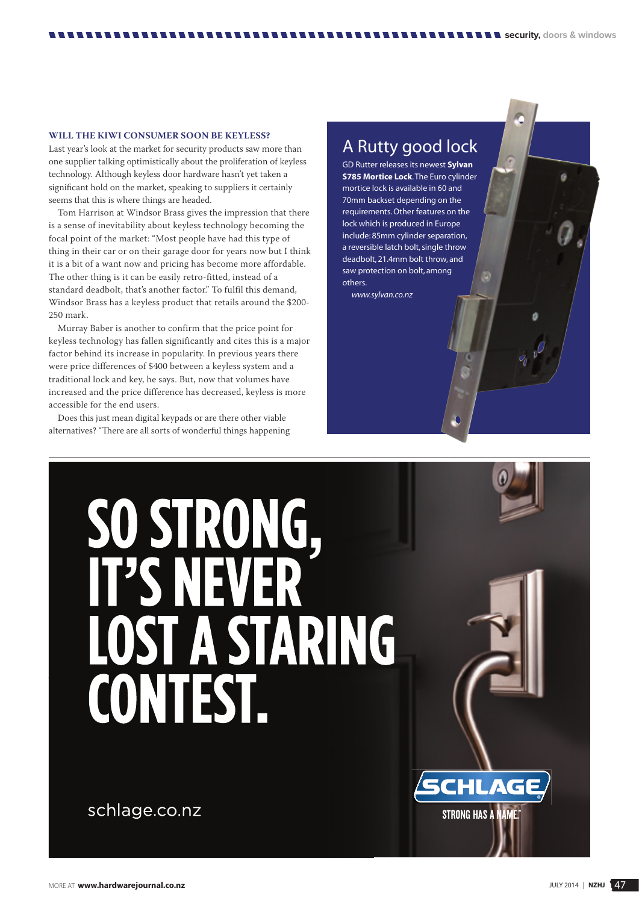### WILL THE KIWI CONSUMER SOON BE KEYLESS?

Last year's look at the market for security products saw more than one supplier talking optimistically about the proliferation of keyless technology. Although keyless door hardware hasn't yet taken a significant hold on the market, speaking to suppliers it certainly seems that this is where things are headed.

Tom Harrison at Windsor Brass gives the impression that there is a sense of inevitability about keyless technology becoming the focal point of the market: "Most people have had this type of thing in their car or on their garage door for years now but I think it is a bit of a want now and pricing has become more affordable. The other thing is it can be easily retro-fitted, instead of a standard deadbolt, that's another factor." To fulfil this demand, Windsor Brass has a keyless product that retails around the $200-250 mark.

Murray Baber is another to confirm that the price point for keyless technology has fallen significantly and cites this is a major factor behind its increase in popularity. In previous years there were price differences of $400 between a keyless system and a traditional lock and key, he says. But, now that volumes have increased and the price difference has decreased, keyless is more accessible for the end users.

Does this just mean digital keypads or are there other viable alternatives? "There are all sorts of wonderful things happening

## A Rutty good lock

GD Rutter releases its newest **Sylvan S785 Mortice Lock**. The Euro cylinder mortice lock is available in 60 and 70mm backset depending on the requirements. Other features on the lock which is produced in Europe include: 85mm cylinder separation, a reversible latch bolt, single throw deadbolt, 21.4mm bolt throw, and saw protection on bolt, among others.

*www.sylvan.co.nz*

SO STRONG, IT'S NEVER LOST A STARING CONTEST.

schlage.co.nz

SCHLAGE

STRONG HAS A NAME.™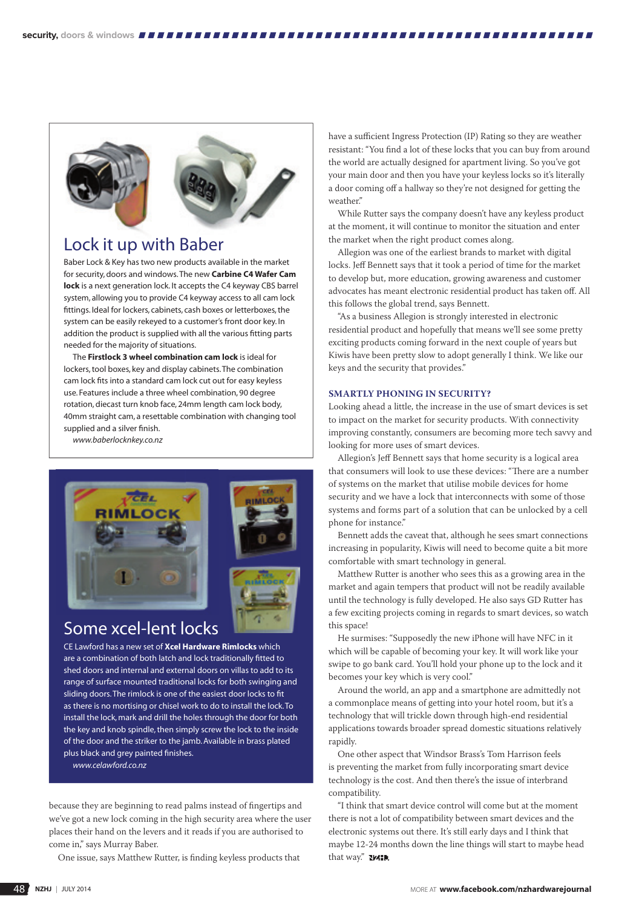## Lock it up with Baber

Baber Lock & Key has two new products available in the market for security, doors and windows. The new **Carbine C4 Wafer Cam lock** is a next generation lock. It accepts the C4 keyway CBS barrel system, allowing you to provide C4 keyway access to all cam lock fittings. Ideal for lockers, cabinets, cash boxes or letterboxes, the system can be easily rekeyed to a customer's front door key. In addition the product is supplied with all the various fitting parts needed for the majority of situations.

The **Firstlock 3 wheel combination cam lock** is ideal for lockers, tool boxes, key and display cabinets. The combination cam lock fits into a standard cam lock cut out for easy keyless use. Features include a three wheel combination, 90 degree rotation, diecast turn knob face, 24mm length cam lock body, 40mm straight cam, a resettable combination with changing tool supplied and a silver finish.

*www.baberlocknkey.co.nz*

## Some xcel-lent locks

CE Lawford has a new set of **Xcel Hardware Rimlocks** which are a combination of both latch and lock traditionally fitted to shed doors and internal and external doors on villas to add to its range of surface mounted traditional locks for both swinging and sliding doors. The rimlock is one of the easiest door locks to fit as there is no mortising or chisel work to do to install the lock. To install the lock, mark and drill the holes through the door for both the key and knob spindle, then simply screw the lock to the inside of the door and the striker to the jamb. Available in brass plated plus black and grey painted finishes.

*www.celawford.co.nz*

because they are beginning to read palms instead of fingertips and we've got a new lock coming in the high security area where the user places their hand on the levers and it reads if you are authorised to come in," says Murray Baber.

One issue, says Matthew Rutter, is finding keyless products that have a sufficient Ingress Protection (IP) Rating so they are weather resistant: "You find a lot of these locks that you can buy from around the world are actually designed for apartment living. So you've got your main door and then you have your keyless locks so it's literally a door coming off a hallway so they're not designed for getting the weather."

While Rutter says the company doesn't have any keyless product at the moment, it will continue to monitor the situation and enter the market when the right product comes along.

Allegion was one of the earliest brands to market with digital locks. Jeff Bennett says that it took a period of time for the market to develop but, more education, growing awareness and customer advocates has meant electronic residential product has taken off. All this follows the global trend, says Bennett.

"As a business Allegion is strongly interested in electronic residential product and hopefully that means we'll see some pretty exciting products coming forward in the next couple of years but Kiwis have been pretty slow to adopt generally I think. We like our keys and the security that provides."

### SMARTLY PHONING IN SECURITY?

Looking ahead a little, the increase in the use of smart devices is set to impact on the market for security products. With connectivity improving constantly, consumers are becoming more tech savvy and looking for more uses of smart devices.

Allegion's Jeff Bennett says that home security is a logical area that consumers will look to use these devices: "There are a number of systems on the market that utilise mobile devices for home security and we have a lock that interconnects with some of those systems and forms part of a solution that can be unlocked by a cell phone for instance."

Bennett adds the caveat that, although he sees smart connections increasing in popularity, Kiwis will need to become quite a bit more comfortable with smart technology in general.

Matthew Rutter is another who sees this as a growing area in the market and again tempers that product will not be readily available until the technology is fully developed. He also says GD Rutter has a few exciting projects coming in regards to smart devices, so watch this space!

He surmises: "Supposedly the new iPhone will have NFC in it which will be capable of becoming your key. It will work like your swipe to go bank card. You'll hold your phone up to the lock and it becomes your key which is very cool."

Around the world, an app and a smartphone are admittedly not a commonplace means of getting into your hotel room, but it's a technology that will trickle down through high-end residential applications towards broader spread domestic situations relatively rapidly.

One other aspect that Windsor Brass's Tom Harrison feels is preventing the market from fully incorporating smart device technology is the cost. And then there's the issue of interbrand compatibility.

"I think that smart device control will come but at the moment there is not a lot of compatibility between smart devices and the electronic systems out there. It's still early days and I think that maybe 12-24 months down the line things will start to maybe head that way."